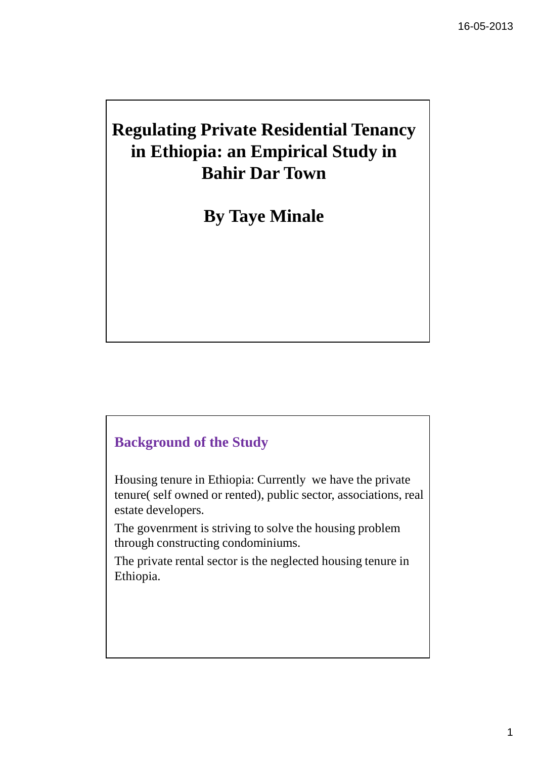# Regulating Private Residential Tenancy in Ethiopia: an Empirical Study in Bahir Dar Town

**By Taye Minale**

## Background of the Study

Housing tenure in Ethiopia: Currently we have the private tenure( self owned or rented), public sector, associations, real estate developers.

The govenrment is striving to solve the housing problem through constructing condominiums.

The private rental sector is the neglected housing tenure in Ethiopia.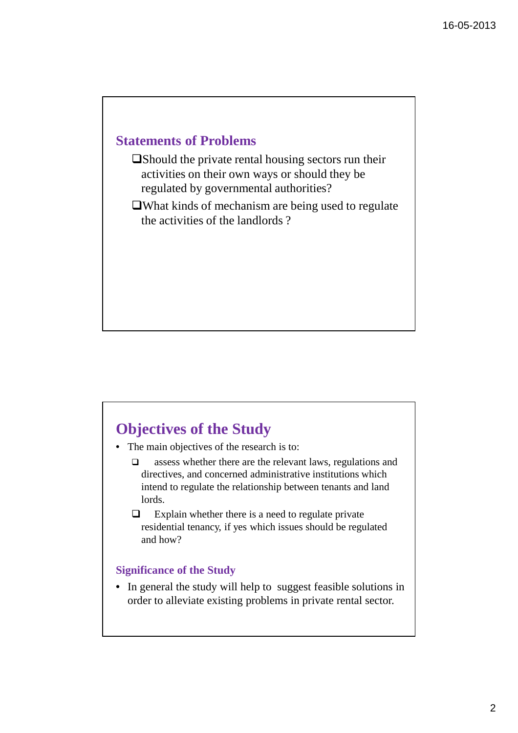## Statements of Problems

- Should the private rental housing sectors run their activities on their own ways or should they be regulated by governmental authorities?
- What kinds of mechanism are being used to regulate the activities of the landlords ?

## Objectives of the Study

- The main objectives of the research is to:
  - assess whether there are the relevant laws, regulations and directives, and concerned administrative institutions which intend to regulate the relationship between tenants and land lords.
  - Explain whether there is a need to regulate private residential tenancy, if yes which issues should be regulated and how?

### Significance of the Study

- In general the study will help to suggest feasible solutions in order to alleviate existing problems in private rental sector.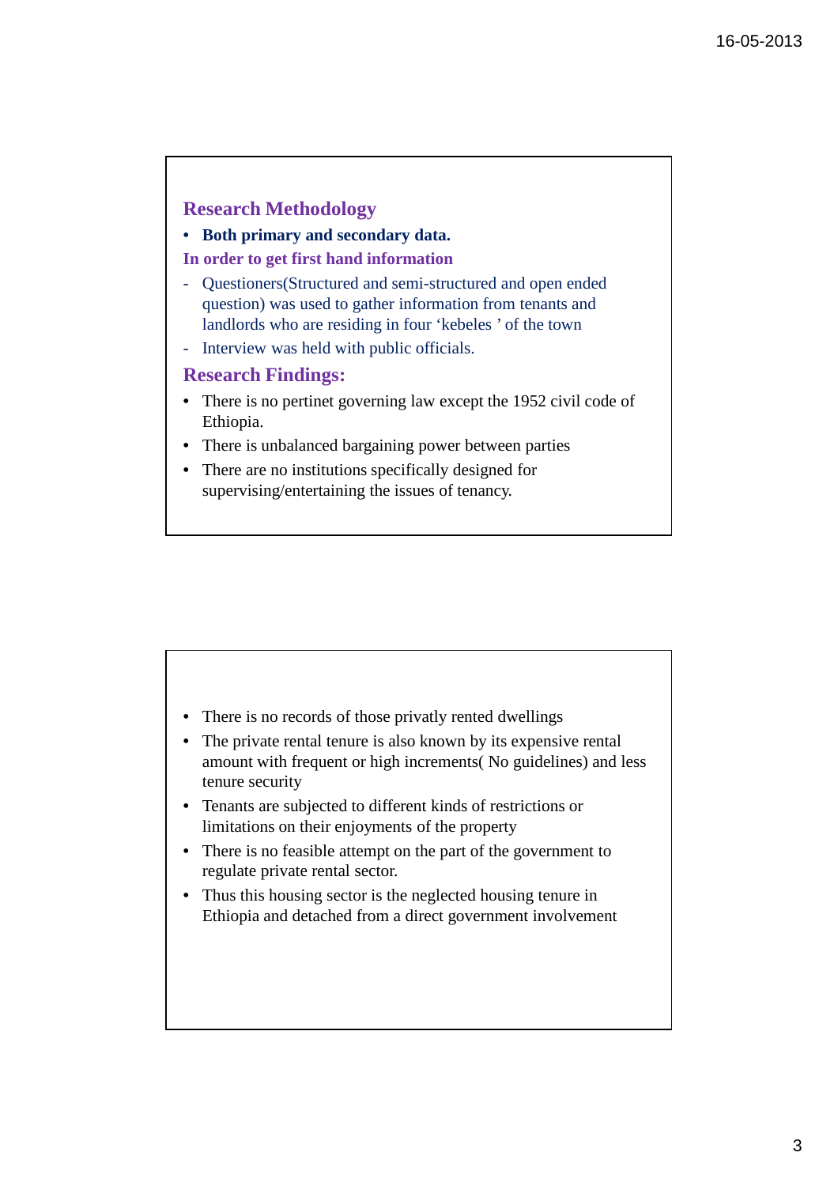## Research Methodology

- **Both primary and secondary data.**

**In order to get first hand information**

- Questioners(Structured and semi-structured and open ended question) was used to gather information from tenants and landlords who are residing in four 'kebeles ' of the town
- Interview was held with public officials.

## Research Findings:

- There is no pertinet governing law except the 1952 civil code of Ethiopia.
- There is unbalanced bargaining power between parties
- There are no institutions specifically designed for supervising/entertaining the issues of tenancy.

---

- There is no records of those privatly rented dwellings
- The private rental tenure is also known by its expensive rental amount with frequent or high increments( No guidelines) and less tenure security
- Tenants are subjected to different kinds of restrictions or limitations on their enjoyments of the property
- There is no feasible attempt on the part of the government to regulate private rental sector.
- Thus this housing sector is the neglected housing tenure in Ethiopia and detached from a direct government involvement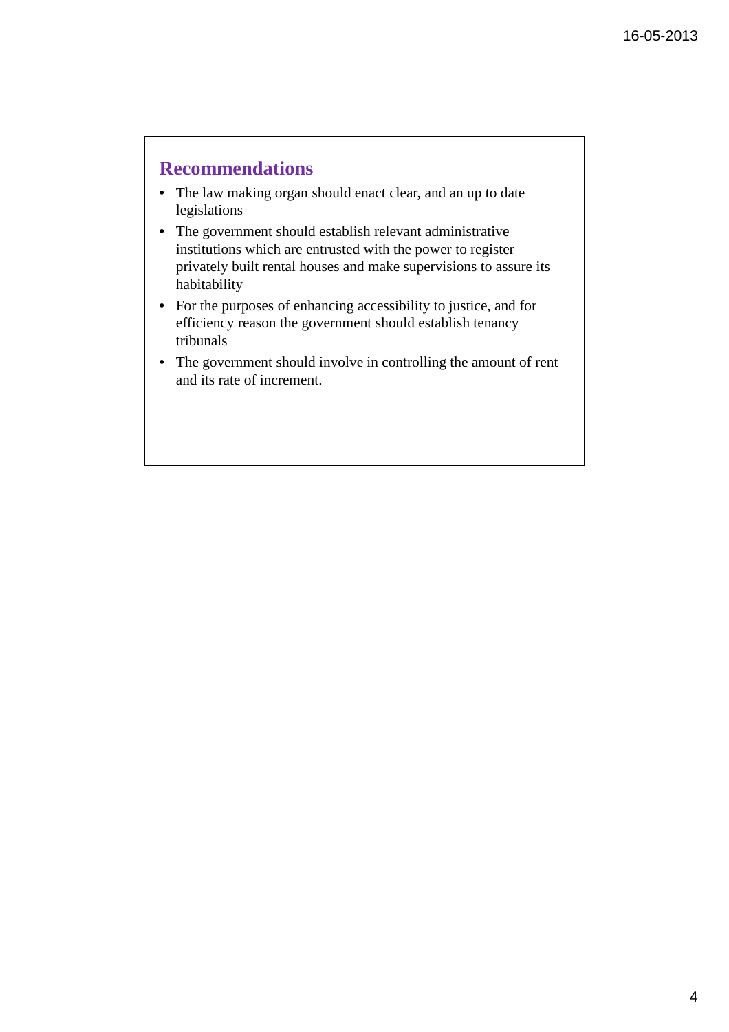## Recommendations

- The law making organ should enact clear, and an up to date legislations
- The government should establish relevant administrative institutions which are entrusted with the power to register privately built rental houses and make supervisions to assure its habitability
- For the purposes of enhancing accessibility to justice, and for efficiency reason the government should establish tenancy tribunals
- The government should involve in controlling the amount of rent and its rate of increment.